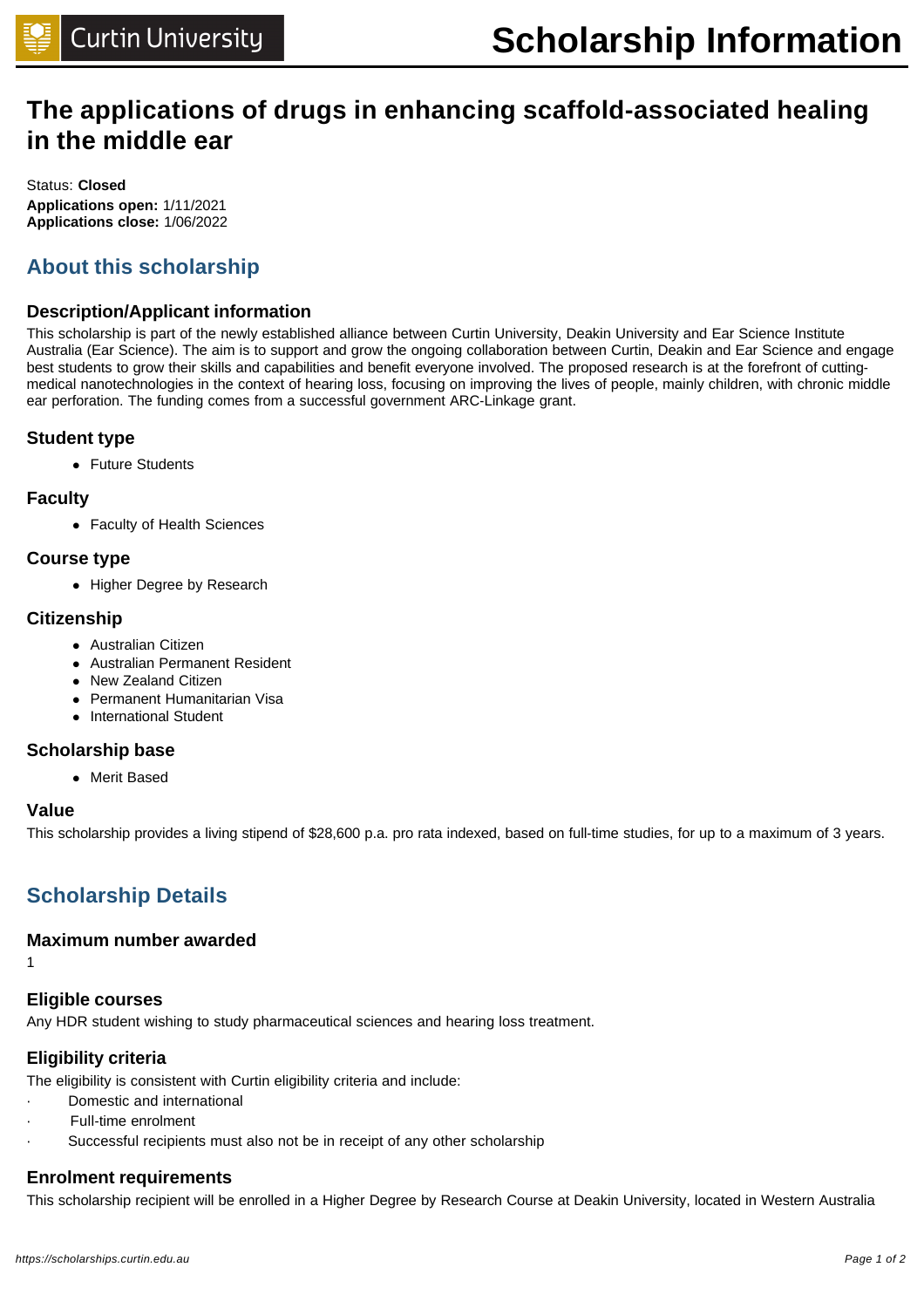# Scholarship Information

# The applications of drugs in enhancing scaffold-associated healing in the middle ear

Status: **Closed**
**Applications open:** 1/11/2021
**Applications close:** 1/06/2022

## About this scholarship

### Description/Applicant information

This scholarship is part of the newly established alliance between Curtin University, Deakin University and Ear Science Institute Australia (Ear Science). The aim is to support and grow the ongoing collaboration between Curtin, Deakin and Ear Science and engage best students to grow their skills and capabilities and benefit everyone involved. The proposed research is at the forefront of cutting-medical nanotechnologies in the context of hearing loss, focusing on improving the lives of people, mainly children, with chronic middle ear perforation. The funding comes from a successful government ARC-Linkage grant.

### Student type

- Future Students

### Faculty

- Faculty of Health Sciences

### Course type

- Higher Degree by Research

### Citizenship

- Australian Citizen
- Australian Permanent Resident
- New Zealand Citizen
- Permanent Humanitarian Visa
- International Student

### Scholarship base

- Merit Based

### Value

This scholarship provides a living stipend of $28,600 p.a. pro rata indexed, based on full-time studies, for up to a maximum of 3 years.

## Scholarship Details

### Maximum number awarded

1

### Eligible courses

Any HDR student wishing to study pharmaceutical sciences and hearing loss treatment.

### Eligibility criteria

The eligibility is consistent with Curtin eligibility criteria and include:

- Domestic and international
- Full-time enrolment
- Successful recipients must also not be in receipt of any other scholarship

### Enrolment requirements

This scholarship recipient will be enrolled in a Higher Degree by Research Course at Deakin University, located in Western Australia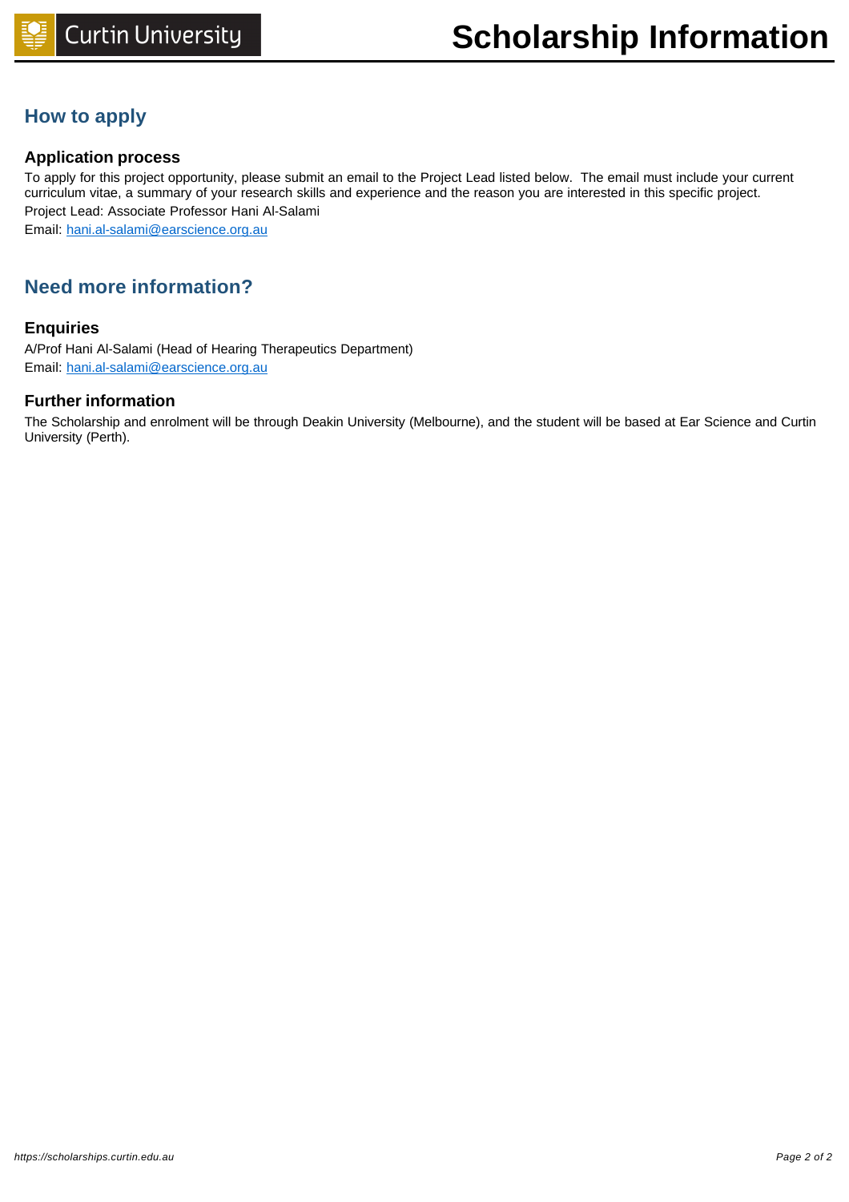## How to apply

### Application process

To apply for this project opportunity, please submit an email to the Project Lead listed below. The email must include your current curriculum vitae, a summary of your research skills and experience and the reason you are interested in this specific project.

Project Lead: Associate Professor Hani Al-Salami

Email: hani.al-salami@earscience.org.au

## Need more information?

### Enquiries

A/Prof Hani Al-Salami (Head of Hearing Therapeutics Department)

Email: hani.al-salami@earscience.org.au

### Further information

The Scholarship and enrolment will be through Deakin University (Melbourne), and the student will be based at Ear Science and Curtin University (Perth).